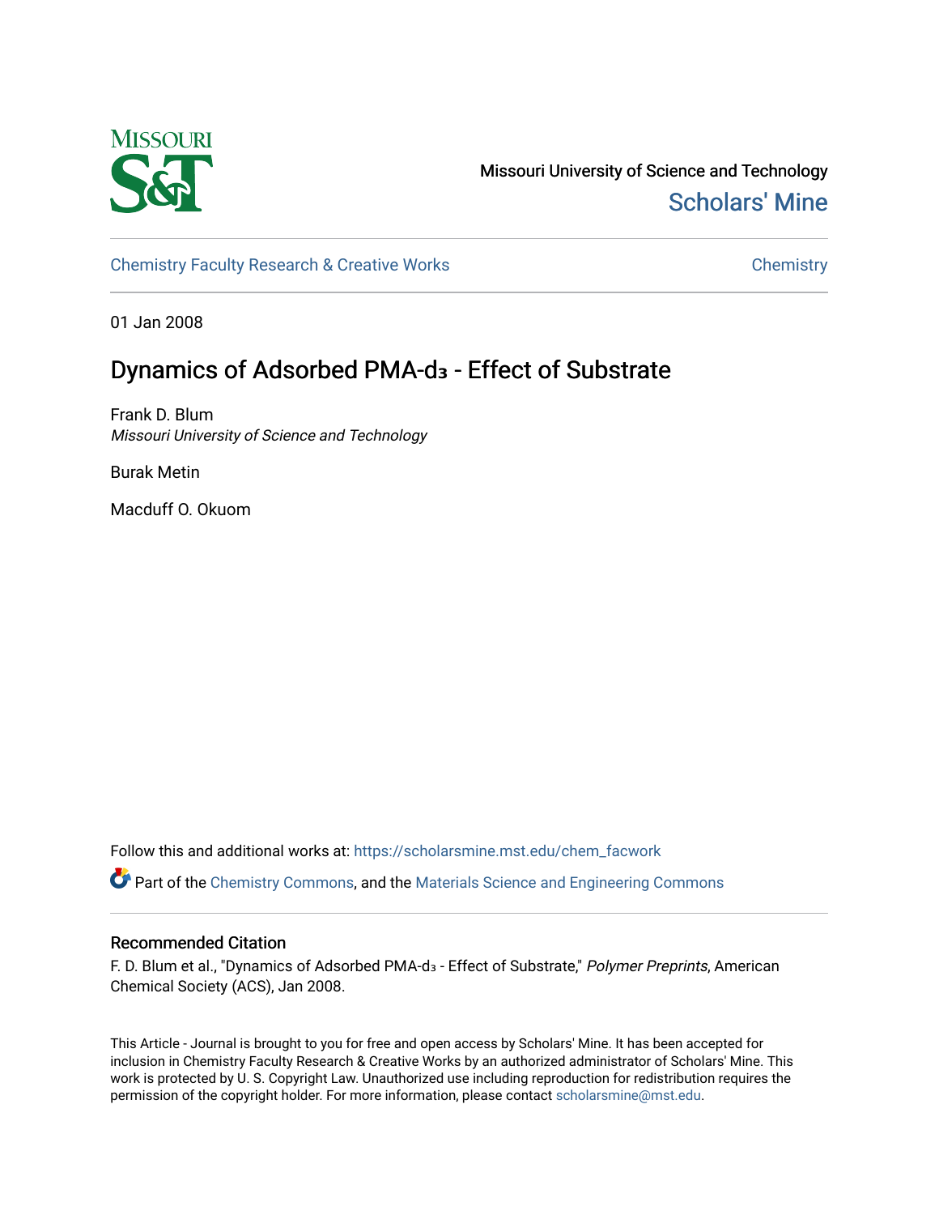Missouri University of Science and Technology

Scholars' Mine

Chemistry Faculty Research & Creative Works

Chemistry

01 Jan 2008

# Dynamics of Adsorbed PMA-$d_3$ - Effect of Substrate

Frank D. Blum

*Missouri University of Science and Technology*

Burak Metin

Macduff O. Okuom

Follow this and additional works at: https://scholarsmine.mst.edu/chem_facwork

Part of the Chemistry Commons, and the Materials Science and Engineering Commons

## Recommended Citation

F. D. Blum et al., "Dynamics of Adsorbed PMA-$d_3$ - Effect of Substrate," *Polymer Preprints*, American Chemical Society (ACS), Jan 2008.

This Article - Journal is brought to you for free and open access by Scholars' Mine. It has been accepted for inclusion in Chemistry Faculty Research & Creative Works by an authorized administrator of Scholars' Mine. This work is protected by U. S. Copyright Law. Unauthorized use including reproduction for redistribution requires the permission of the copyright holder. For more information, please contact scholarsmine@mst.edu.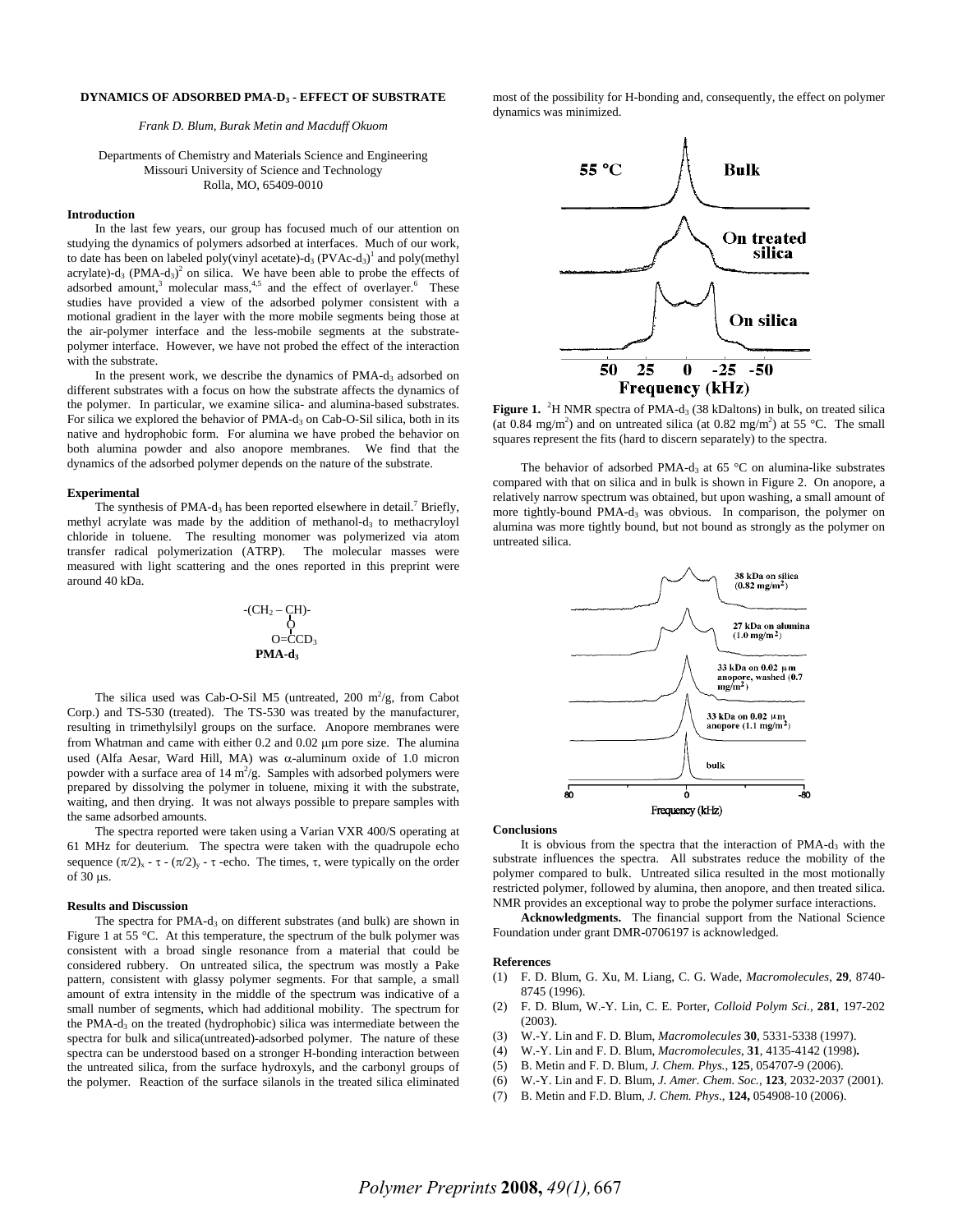## DYNAMICS OF ADSORBED PMA-D$_3$ - EFFECT OF SUBSTRATE

*Frank D. Blum, Burak Metin and Macduff Okuom*

Departments of Chemistry and Materials Science and Engineering
Missouri University of Science and Technology
Rolla, MO, 65409-0010

### Introduction

In the last few years, our group has focused much of our attention on studying the dynamics of polymers adsorbed at interfaces. Much of our work, to date has been on labeled poly(vinyl acetate)-d$_3$ (PVAc-d$_3$)[1] and poly(methyl acrylate)-d$_3$ (PMA-d$_3$)[2] on silica. We have been able to probe the effects of adsorbed amount,[3] molecular mass,[4,5] and the effect of overlayer.[6] These studies have provided a view of the adsorbed polymer consistent with a motional gradient in the layer with the more mobile segments being those at the air-polymer interface and the less-mobile segments at the substrate-polymer interface. However, we have not probed the effect of the interaction with the substrate.

In the present work, we describe the dynamics of PMA-d$_3$ adsorbed on different substrates with a focus on how the substrate affects the dynamics of the polymer. In particular, we examine silica- and alumina-based substrates. For silica we explored the behavior of PMA-d$_3$ on Cab-O-Sil silica, both in its native and hydrophobic form. For alumina we have probed the behavior on both alumina powder and also anopore membranes. We find that the dynamics of the adsorbed polymer depends on the nature of the substrate.

### Experimental

The synthesis of PMA-d$_3$ has been reported elsewhere in detail.[7] Briefly, methyl acrylate was made by the addition of methanol-d$_3$ to methacryloyl chloride in toluene. The resulting monomer was polymerized via atom transfer radical polymerization (ATRP). The molecular masses were measured with light scattering and the ones reported in this preprint were around 40 kDa.

-(CH$_2$ – CH)-
O
O=CCD$_3$
**PMA-d$_3$**

The silica used was Cab-O-Sil M5 (untreated, 200 m$^2$/g, from Cabot Corp.) and TS-530 (treated). The TS-530 was treated by the manufacturer, resulting in trimethylsilyl groups on the surface. Anopore membranes were from Whatman and came with either 0.2 and 0.02 μm pore size. The alumina used (Alfa Aesar, Ward Hill, MA) was α-aluminum oxide of 1.0 micron powder with a surface area of 14 m$^2$/g. Samples with adsorbed polymers were prepared by dissolving the polymer in toluene, mixing it with the substrate, waiting, and then drying. It was not always possible to prepare samples with the same adsorbed amounts.

The spectra reported were taken using a Varian VXR 400/S operating at 61 MHz for deuterium. The spectra were taken with the quadrupole echo sequence $(\pi/2)_x$ - τ - $(\pi/2)_y$ - τ -echo. The times, τ, were typically on the order of 30 μs.

### Results and Discussion

The spectra for PMA-d$_3$ on different substrates (and bulk) are shown in Figure 1 at 55 °C. At this temperature, the spectrum of the bulk polymer was consistent with a broad single resonance from a material that could be considered rubbery. On untreated silica, the spectrum was mostly a Pake pattern, consistent with glassy polymer segments. For that sample, a small amount of extra intensity in the middle of the spectrum was indicative of a small number of segments, which had additional mobility. The spectrum for the PMA-d$_3$ on the treated (hydrophobic) silica was intermediate between the spectra for bulk and silica(untreated)-adsorbed polymer. The nature of these spectra can be understood based on a stronger H-bonding interaction between the untreated silica, from the surface hydroxyls, and the carbonyl groups of the polymer. Reaction of the surface silanols in the treated silica eliminated most of the possibility for H-bonding and, consequently, the effect on polymer dynamics was minimized.

55 °C
Bulk
On treated silica
On silica
50 25 0 -25 -50
Frequency (kHz)

**Figure 1.** $^2$H NMR spectra of PMA-d$_3$ (38 kDaltons) in bulk, on treated silica (at 0.84 mg/m$^2$) and on untreated silica (at 0.82 mg/m$^2$) at 55 °C. The small squares represent the fits (hard to discern separately) to the spectra.

The behavior of adsorbed PMA-d$_3$ at 65 °C on alumina-like substrates compared with that on silica and in bulk is shown in Figure 2. On anopore, a relatively narrow spectrum was obtained, but upon washing, a small amount of more tightly-bound PMA-d$_3$ was obvious. In comparison, the polymer on alumina was more tightly bound, but not bound as strongly as the polymer on untreated silica.

38 kDa on silica (0.82 mg/m$^2$)
27 kDa on alumina (1.0 mg/m$^2$)
33 kDa on 0.02 μm anopore, washed (0.7 mg/m$^2$)
33 kDa on 0.02 μm anopore (1.1 mg/m$^2$)
bulk
80 0 -80
Frequency (kHz)

### Conclusions

It is obvious from the spectra that the interaction of PMA-d$_3$ with the substrate influences the spectra. All substrates reduce the mobility of the polymer compared to bulk. Untreated silica resulted in the most motionally restricted polymer, followed by alumina, then anopore, and then treated silica. NMR provides an exceptional way to probe the polymer surface interactions.

**Acknowledgments.** The financial support from the National Science Foundation under grant DMR-0706197 is acknowledged.

### References

(1) F. D. Blum, G. Xu, M. Liang, C. G. Wade, *Macromolecules*, **29**, 8740-8745 (1996).
(2) F. D. Blum, W.-Y. Lin, C. E. Porter, *Colloid Polym Sci.*, **281**, 197-202 (2003).
(3) W.-Y. Lin and F. D. Blum, *Macromolecules* **30**, 5331-5338 (1997).
(4) W.-Y. Lin and F. D. Blum, *Macromolecules*, **31**, 4135-4142 (1998).
(5) B. Metin and F. D. Blum, *J. Chem. Phys.*, **125**, 054707-9 (2006).
(6) W.-Y. Lin and F. D. Blum, *J. Amer. Chem. Soc.*, **123**, 2032-2037 (2001).
(7) B. Metin and F.D. Blum, *J. Chem. Phys*., **124,** 054908-10 (2006).